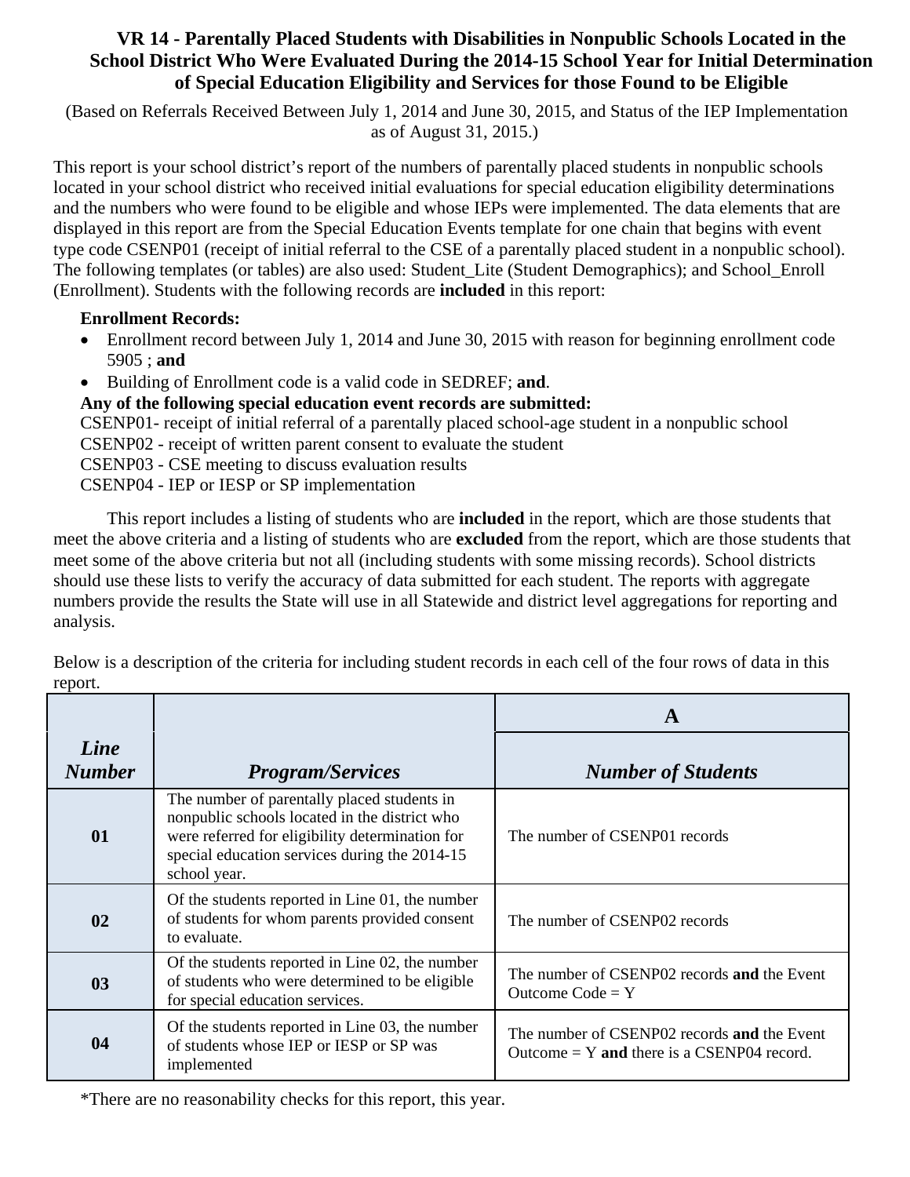# VR 14 - Parentally Placed Students with Disabilities in Nonpublic Schools Located in the School District Who Were Evaluated During the 2014-15 School Year for Initial Determination of Special Education Eligibility and Services for those Found to be Eligible

(Based on Referrals Received Between July 1, 2014 and June 30, 2015, and Status of the IEP Implementation as of August 31, 2015.)

This report is your school district's report of the numbers of parentally placed students in nonpublic schools located in your school district who received initial evaluations for special education eligibility determinations and the numbers who were found to be eligible and whose IEPs were implemented. The data elements that are displayed in this report are from the Special Education Events template for one chain that begins with event type code CSENP01 (receipt of initial referral to the CSE of a parentally placed student in a nonpublic school). The following templates (or tables) are also used: Student_Lite (Student Demographics); and School_Enroll (Enrollment). Students with the following records are **included** in this report:

**Enrollment Records:**

- Enrollment record between July 1, 2014 and June 30, 2015 with reason for beginning enrollment code 5905 ; **and**
- Building of Enrollment code is a valid code in SEDREF; **and**.

**Any of the following special education event records are submitted:**

CSENP01- receipt of initial referral of a parentally placed school-age student in a nonpublic school
CSENP02 - receipt of written parent consent to evaluate the student
CSENP03 - CSE meeting to discuss evaluation results
CSENP04 - IEP or IESP or SP implementation

This report includes a listing of students who are **included** in the report, which are those students that meet the above criteria and a listing of students who are **excluded** from the report, which are those students that meet some of the above criteria but not all (including students with some missing records). School districts should use these lists to verify the accuracy of data submitted for each student. The reports with aggregate numbers provide the results the State will use in all Statewide and district level aggregations for reporting and analysis.

Below is a description of the criteria for including student records in each cell of the four rows of data in this report.

| *Line Number* | *Program/Services* | **A**<br>*Number of Students* |
|---|---|---|
| **01** | The number of parentally placed students in nonpublic schools located in the district who were referred for eligibility determination for special education services during the 2014-15 school year. | The number of CSENP01 records |
| **02** | Of the students reported in Line 01, the number of students for whom parents provided consent to evaluate. | The number of CSENP02 records |
| **03** | Of the students reported in Line 02, the number of students who were determined to be eligible for special education services. | The number of CSENP02 records **and** the Event Outcome Code = Y |
| **04** | Of the students reported in Line 03, the number of students whose IEP or IESP or SP was implemented | The number of CSENP02 records **and** the Event Outcome = Y **and** there is a CSENP04 record. |

*There are no reasonability checks for this report, this year.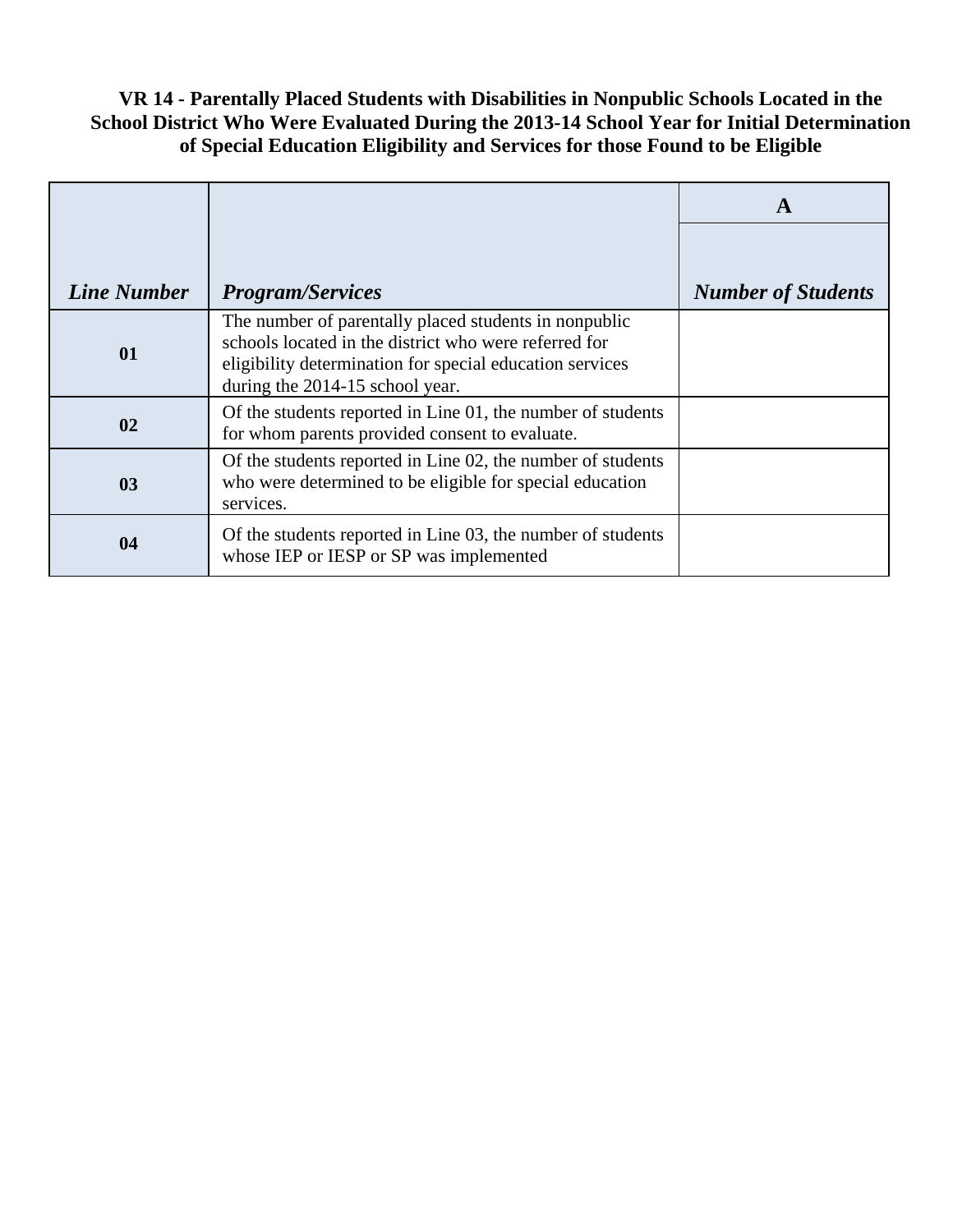**VR 14 - Parentally Placed Students with Disabilities in Nonpublic Schools Located in the School District Who Were Evaluated During the 2013-14 School Year for Initial Determination of Special Education Eligibility and Services for those Found to be Eligible**

| | | A |
|---|---|---|
| ***Line Number*** | ***Program/Services*** | ***Number of Students*** |
| **01** | The number of parentally placed students in nonpublic schools located in the district who were referred for eligibility determination for special education services during the 2014-15 school year. | |
| **02** | Of the students reported in Line 01, the number of students for whom parents provided consent to evaluate. | |
| **03** | Of the students reported in Line 02, the number of students who were determined to be eligible for special education services. | |
| **04** | Of the students reported in Line 03, the number of students whose IEP or IESP or SP was implemented | |